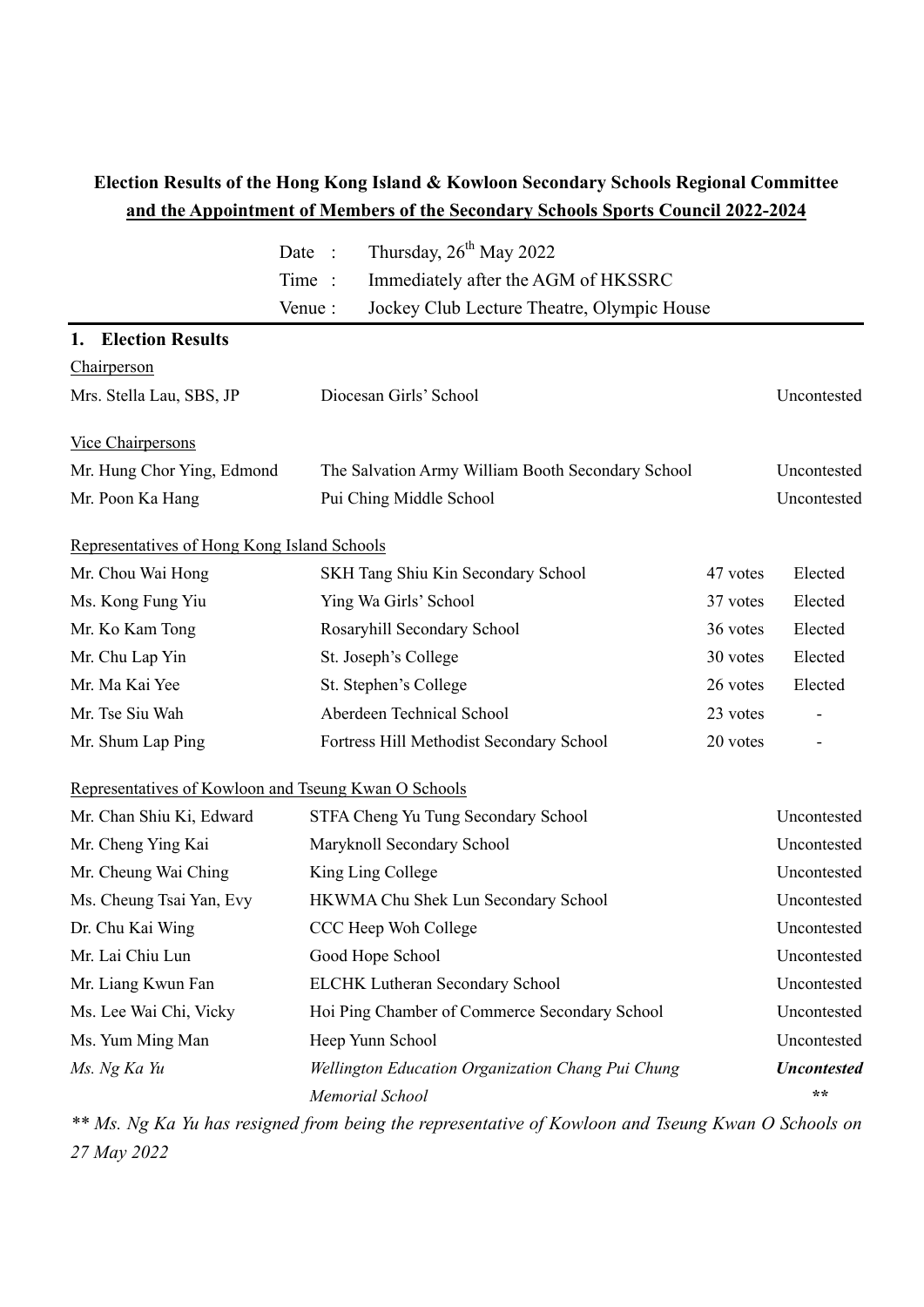**Election Results of the Hong Kong Island & Kowloon Secondary Schools Regional Committee**
**and the Appointment of Members of the Secondary Schools Sports Council 2022-2024**

| | |
|---|---|
| Date : | Thursday, 26th May 2022 |
| Time : | Immediately after the AGM of HKSSRC |
| Venue : | Jockey Club Lecture Theatre, Olympic House |

## 1. Election Results

Chairperson

| Name | School | Result |
|---|---|---|
| Mrs. Stella Lau, SBS, JP | Diocesan Girls' School | Uncontested |

Vice Chairpersons

| Name | School | Result |
|---|---|---|
| Mr. Hung Chor Ying, Edmond | The Salvation Army William Booth Secondary School | Uncontested |
| Mr. Poon Ka Hang | Pui Ching Middle School | Uncontested |

Representatives of Hong Kong Island Schools

| Name | School | Votes | Result |
|---|---|---|---|
| Mr. Chou Wai Hong | SKH Tang Shiu Kin Secondary School | 47 votes | Elected |
| Ms. Kong Fung Yiu | Ying Wa Girls' School | 37 votes | Elected |
| Mr. Ko Kam Tong | Rosaryhill Secondary School | 36 votes | Elected |
| Mr. Chu Lap Yin | St. Joseph's College | 30 votes | Elected |
| Mr. Ma Kai Yee | St. Stephen's College | 26 votes | Elected |
| Mr. Tse Siu Wah | Aberdeen Technical School | 23 votes | - |
| Mr. Shum Lap Ping | Fortress Hill Methodist Secondary School | 20 votes | - |

Representatives of Kowloon and Tseung Kwan O Schools

| Name | School | Result |
|---|---|---|
| Mr. Chan Shiu Ki, Edward | STFA Cheng Yu Tung Secondary School | Uncontested |
| Mr. Cheng Ying Kai | Maryknoll Secondary School | Uncontested |
| Mr. Cheung Wai Ching | King Ling College | Uncontested |
| Ms. Cheung Tsai Yan, Evy | HKWMA Chu Shek Lun Secondary School | Uncontested |
| Dr. Chu Kai Wing | CCC Heep Woh College | Uncontested |
| Mr. Lai Chiu Lun | Good Hope School | Uncontested |
| Mr. Liang Kwun Fan | ELCHK Lutheran Secondary School | Uncontested |
| Ms. Lee Wai Chi, Vicky | Hoi Ping Chamber of Commerce Secondary School | Uncontested |
| Ms. Yum Ming Man | Heep Yunn School | Uncontested |
| *Ms. Ng Ka Yu* | *Wellington Education Organization Chang Pui Chung Memorial School* | ***Uncontested*** ** |

*** Ms. Ng Ka Yu has resigned from being the representative of Kowloon and Tseung Kwan O Schools on 27 May 2022*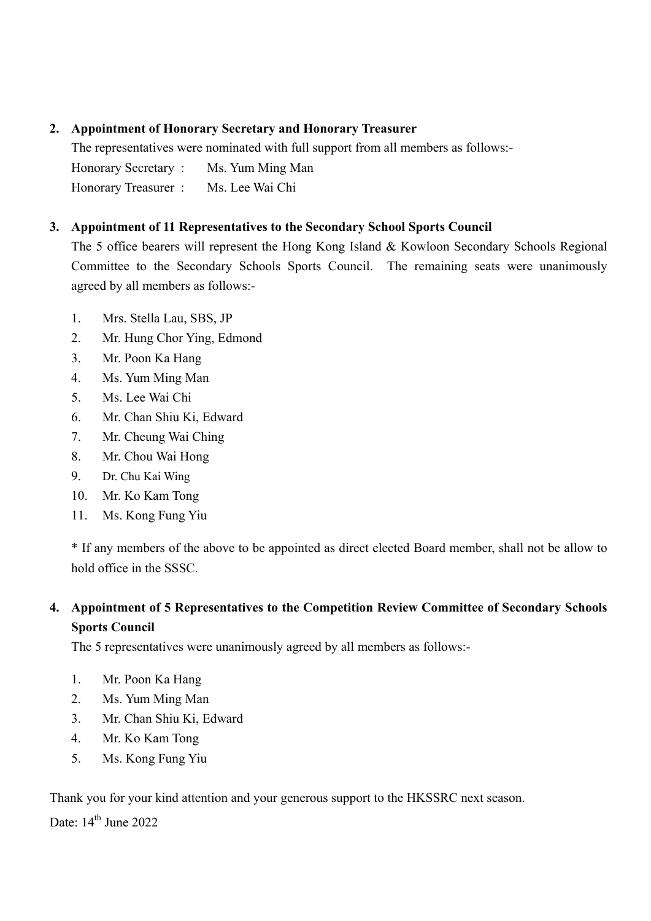**2. Appointment of Honorary Secretary and Honorary Treasurer**

The representatives were nominated with full support from all members as follows:-

Honorary Secretary : Ms. Yum Ming Man

Honorary Treasurer : Ms. Lee Wai Chi

**3. Appointment of 11 Representatives to the Secondary School Sports Council**

The 5 office bearers will represent the Hong Kong Island & Kowloon Secondary Schools Regional Committee to the Secondary Schools Sports Council. The remaining seats were unanimously agreed by all members as follows:-

1. Mrs. Stella Lau, SBS, JP
2. Mr. Hung Chor Ying, Edmond
3. Mr. Poon Ka Hang
4. Ms. Yum Ming Man
5. Ms. Lee Wai Chi
6. Mr. Chan Shiu Ki, Edward
7. Mr. Cheung Wai Ching
8. Mr. Chou Wai Hong
9. Dr. Chu Kai Wing
10. Mr. Ko Kam Tong
11. Ms. Kong Fung Yiu

\* If any members of the above to be appointed as direct elected Board member, shall not be allow to hold office in the SSSC.

**4. Appointment of 5 Representatives to the Competition Review Committee of Secondary Schools Sports Council**

The 5 representatives were unanimously agreed by all members as follows:-

1. Mr. Poon Ka Hang
2. Ms. Yum Ming Man
3. Mr. Chan Shiu Ki, Edward
4. Mr. Ko Kam Tong
5. Ms. Kong Fung Yiu

Thank you for your kind attention and your generous support to the HKSSRC next season.

Date: 14th June 2022